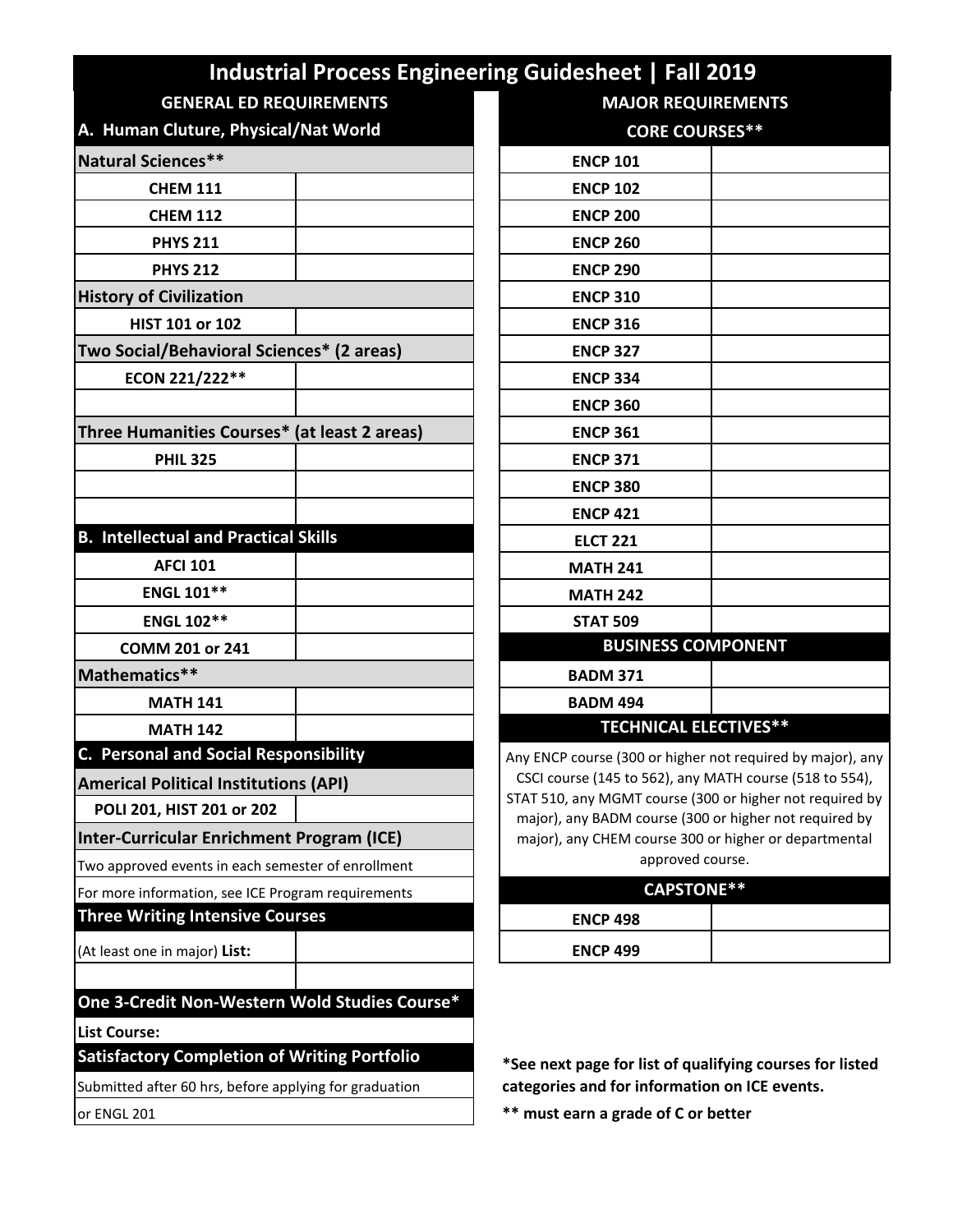# Industrial Process Engineering Guidesheet | Fall 2019

## GENERAL ED REQUIREMENTS

### A. Human Cluture, Physical/Nat World

| Natural Sciences** | |
|---|---|
| CHEM 111 | |
| CHEM 112 | |
| PHYS 211 | |
| PHYS 212 | |
| **History of Civilization** | |
| HIST 101 or 102 | |
| **Two Social/Behavioral Sciences* (2 areas)** | |
| ECON 221/222** | |
| | |
| **Three Humanities Courses* (at least 2 areas)** | |
| PHIL 325 | |
| | |
| | |

### B. Intellectual and Practical Skills

| Course | |
|---|---|
| AFCI 101 | |
| ENGL 101** | |
| ENGL 102** | |
| COMM 201 or 241 | |
| **Mathematics**** | |
| MATH 141 | |
| MATH 142 | |

### C. Personal and Social Responsibility

| Americal Political Institutions (API) | |
|---|---|
| POLI 201, HIST 201 or 202 | |

**Inter-Curricular Enrichment Program (ICE)**

Two approved events in each semester of enrollment

For more information, see ICE Program requirements

**Three Writing Intensive Courses**

| (At least one in major) **List:** | |
|---|---|
| | |

**One 3-Credit Non-Western Wold Studies Course***

**List Course:**

**Satisfactory Completion of Writing Portfolio**

Submitted after 60 hrs, before applying for graduation

or ENGL 201

## MAJOR REQUIREMENTS

### CORE COURSES**

| Course | |
|---|---|
| ENCP 101 | |
| ENCP 102 | |
| ENCP 200 | |
| ENCP 260 | |
| ENCP 290 | |
| ENCP 310 | |
| ENCP 316 | |
| ENCP 327 | |
| ENCP 334 | |
| ENCP 360 | |
| ENCP 361 | |
| ENCP 371 | |
| ENCP 380 | |
| ENCP 421 | |
| ELCT 221 | |
| MATH 241 | |
| MATH 242 | |
| STAT 509 | |

### BUSINESS COMPONENT

| Course | |
|---|---|
| BADM 371 | |
| BADM 494 | |

### TECHNICAL ELECTIVES**

Any ENCP course (300 or higher not required by major), any CSCI course (145 to 562), any MATH course (518 to 554), STAT 510, any MGMT course (300 or higher not required by major), any BADM course (300 or higher not required by major), any CHEM course 300 or higher or departmental approved course.

### CAPSTONE**

| Course | |
|---|---|
| ENCP 498 | |
| ENCP 499 | |

***See next page for list of qualifying courses for listed categories and for information on ICE events.**

**** must earn a grade of C or better**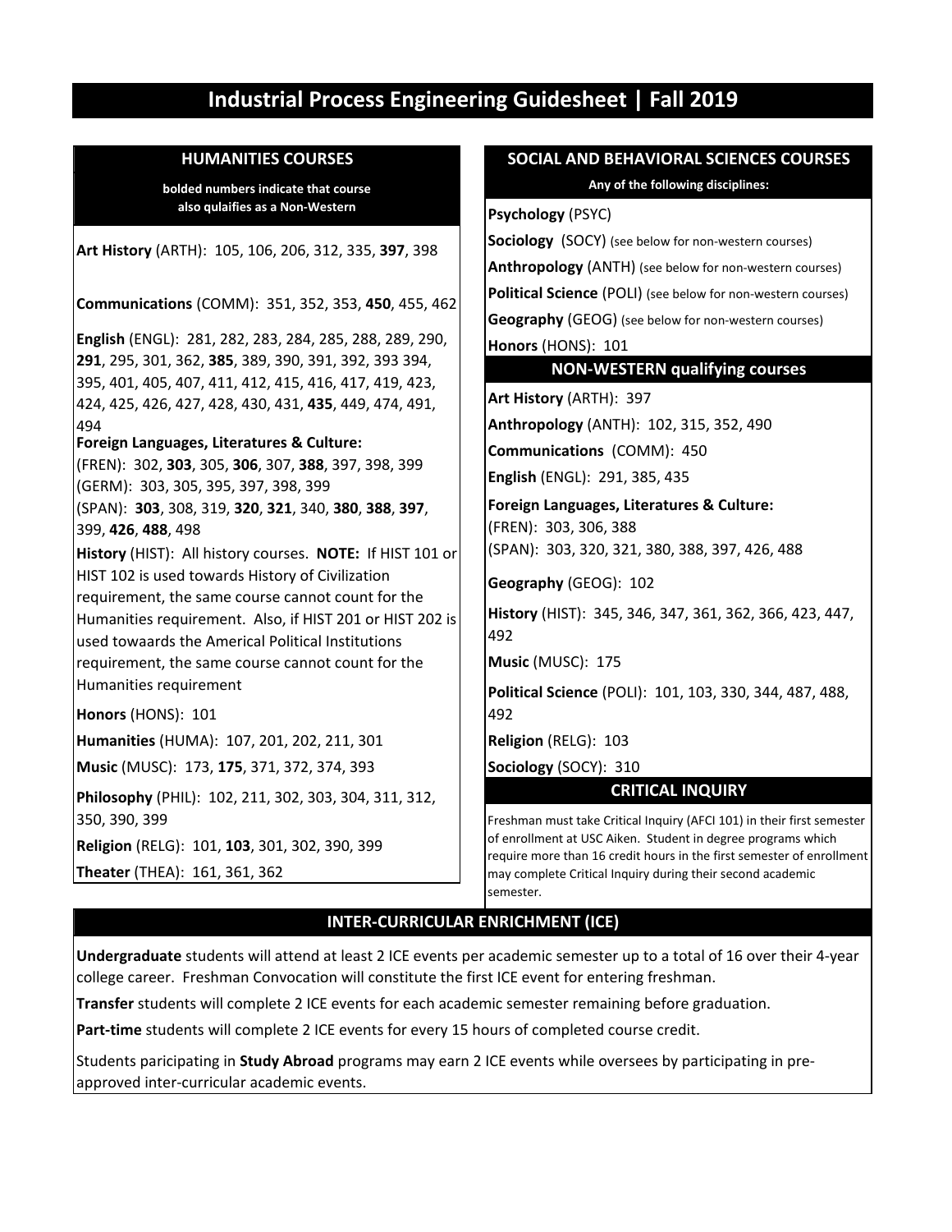# Industrial Process Engineering Guidesheet | Fall 2019

## HUMANITIES COURSES

**bolded numbers indicate that course also qulaifies as a Non-Western**

**Art History** (ARTH): 105, 106, 206, 312, 335, **397**, 398

**Communications** (COMM): 351, 352, 353, **450**, 455, 462

**English** (ENGL): 281, 282, 283, 284, 285, 288, 289, 290, **291**, 295, 301, 362, **385**, 389, 390, 391, 392, 393 394, 395, 401, 405, 407, 411, 412, 415, 416, 417, 419, 423, 424, 425, 426, 427, 428, 430, 431, **435**, 449, 474, 491, 494

**Foreign Languages, Literatures & Culture:**
(FREN): 302, **303**, 305, **306**, 307, **388**, 397, 398, 399
(GERM): 303, 305, 395, 397, 398, 399
(SPAN): **303**, 308, 319, **320**, **321**, 340, **380**, **388**, **397**, 399, **426**, **488**, 498

**History** (HIST): All history courses. **NOTE:** If HIST 101 or HIST 102 is used towards History of Civilization requirement, the same course cannot count for the Humanities requirement. Also, if HIST 201 or HIST 202 is used towaards the Americal Political Institutions requirement, the same course cannot count for the Humanities requirement

**Honors** (HONS): 101

**Humanities** (HUMA): 107, 201, 202, 211, 301

**Music** (MUSC): 173, **175**, 371, 372, 374, 393

**Philosophy** (PHIL): 102, 211, 302, 303, 304, 311, 312, 350, 390, 399

**Religion** (RELG): 101, **103**, 301, 302, 390, 399

**Theater** (THEA): 161, 361, 362

## SOCIAL AND BEHAVIORAL SCIENCES COURSES

**Any of the following disciplines:**

**Psychology** (PSYC)

**Sociology** (SOCY) (see below for non-western courses)

**Anthropology** (ANTH) (see below for non-western courses)

**Political Science** (POLI) (see below for non-western courses)

**Geography** (GEOG) (see below for non-western courses)

**Honors** (HONS): 101

## NON-WESTERN qualifying courses

**Art History** (ARTH): 397

**Anthropology** (ANTH): 102, 315, 352, 490

**Communications** (COMM): 450

**English** (ENGL): 291, 385, 435

**Foreign Languages, Literatures & Culture:**
(FREN): 303, 306, 388
(SPAN): 303, 320, 321, 380, 388, 397, 426, 488

**Geography** (GEOG): 102

**History** (HIST): 345, 346, 347, 361, 362, 366, 423, 447, 492

**Music** (MUSC): 175

**Political Science** (POLI): 101, 103, 330, 344, 487, 488, 492

**Religion** (RELG): 103

**Sociology** (SOCY): 310

## CRITICAL INQUIRY

Freshman must take Critical Inquiry (AFCI 101) in their first semester of enrollment at USC Aiken. Student in degree programs which require more than 16 credit hours in the first semester of enrollment may complete Critical Inquiry during their second academic semester.

## INTER-CURRICULAR ENRICHMENT (ICE)

**Undergraduate** students will attend at least 2 ICE events per academic semester up to a total of 16 over their 4-year college career. Freshman Convocation will constitute the first ICE event for entering freshman.

**Transfer** students will complete 2 ICE events for each academic semester remaining before graduation.

**Part-time** students will complete 2 ICE events for every 15 hours of completed course credit.

Students paricipating in **Study Abroad** programs may earn 2 ICE events while oversees by participating in pre-approved inter-curricular academic events.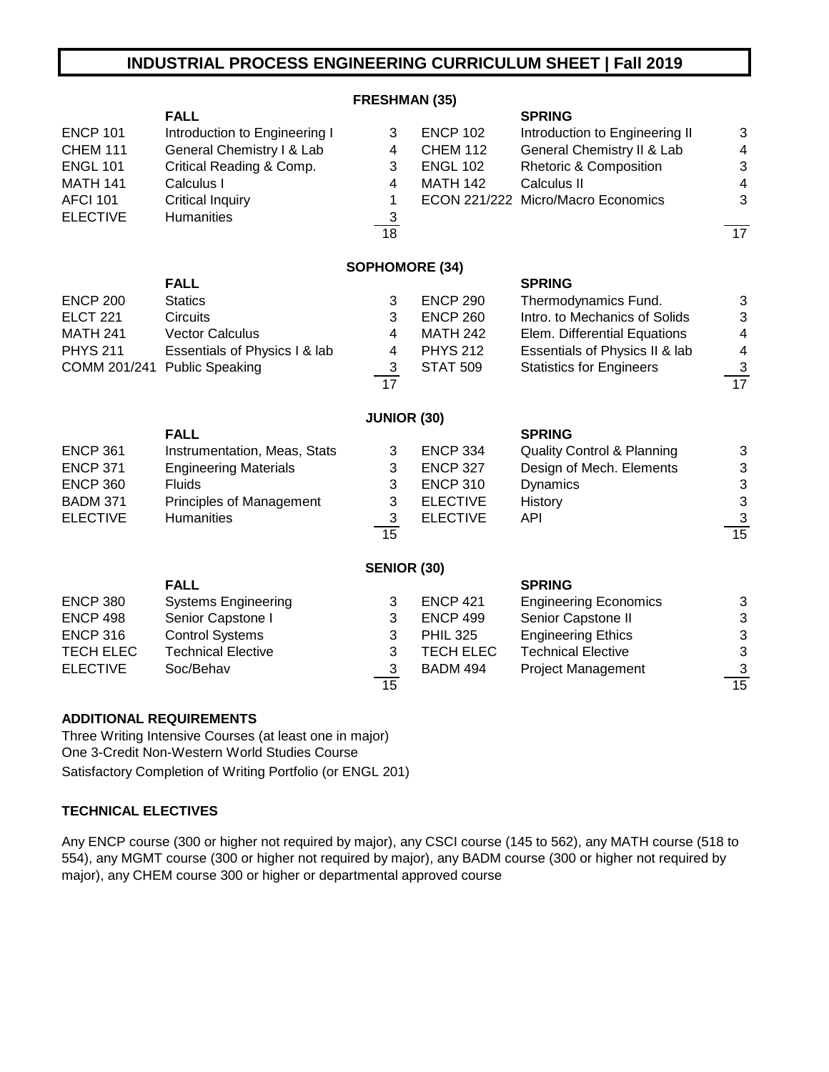# INDUSTRIAL PROCESS ENGINEERING CURRICULUM SHEET | Fall 2019

## FRESHMAN (35)

| | FALL | | | SPRING | |
|---|---|---|---|---|---|
| ENCP 101 | Introduction to Engineering I | 3 | ENCP 102 | Introduction to Engineering II | 3 |
| CHEM 111 | General Chemistry I & Lab | 4 | CHEM 112 | General Chemistry II & Lab | 4 |
| ENGL 101 | Critical Reading & Comp. | 3 | ENGL 102 | Rhetoric & Composition | 3 |
| MATH 141 | Calculus I | 4 | MATH 142 | Calculus II | 4 |
| AFCI 101 | Critical Inquiry | 1 | ECON 221/222 | Micro/Macro Economics | 3 |
| ELECTIVE | Humanities | 3 | | | |
| | | 18 | | | 17 |

## SOPHOMORE (34)

| | FALL | | | SPRING | |
|---|---|---|---|---|---|
| ENCP 200 | Statics | 3 | ENCP 290 | Thermodynamics Fund. | 3 |
| ELCT 221 | Circuits | 3 | ENCP 260 | Intro. to Mechanics of Solids | 3 |
| MATH 241 | Vector Calculus | 4 | MATH 242 | Elem. Differential Equations | 4 |
| PHYS 211 | Essentials of Physics I & lab | 4 | PHYS 212 | Essentials of Physics II & lab | 4 |
| COMM 201/241 | Public Speaking | 3 | STAT 509 | Statistics for Engineers | 3 |
| | | 17 | | | 17 |

## JUNIOR (30)

| | FALL | | | SPRING | |
|---|---|---|---|---|---|
| ENCP 361 | Instrumentation, Meas, Stats | 3 | ENCP 334 | Quality Control & Planning | 3 |
| ENCP 371 | Engineering Materials | 3 | ENCP 327 | Design of Mech. Elements | 3 |
| ENCP 360 | Fluids | 3 | ENCP 310 | Dynamics | 3 |
| BADM 371 | Principles of Management | 3 | ELECTIVE | History | 3 |
| ELECTIVE | Humanities | 3 | ELECTIVE | API | 3 |
| | | 15 | | | 15 |

## SENIOR (30)

| | FALL | | | SPRING | |
|---|---|---|---|---|---|
| ENCP 380 | Systems Engineering | 3 | ENCP 421 | Engineering Economics | 3 |
| ENCP 498 | Senior Capstone I | 3 | ENCP 499 | Senior Capstone II | 3 |
| ENCP 316 | Control Systems | 3 | PHIL 325 | Engineering Ethics | 3 |
| TECH ELEC | Technical Elective | 3 | TECH ELEC | Technical Elective | 3 |
| ELECTIVE | Soc/Behav | 3 | BADM 494 | Project Management | 3 |
| | | 15 | | | 15 |

### ADDITIONAL REQUIREMENTS

Three Writing Intensive Courses (at least one in major)
One 3-Credit Non-Western World Studies Course
Satisfactory Completion of Writing Portfolio (or ENGL 201)

### TECHNICAL ELECTIVES

Any ENCP course (300 or higher not required by major), any CSCI course (145 to 562), any MATH course (518 to 554), any MGMT course (300 or higher not required by major), any BADM course (300 or higher not required by major), any CHEM course 300 or higher or departmental approved course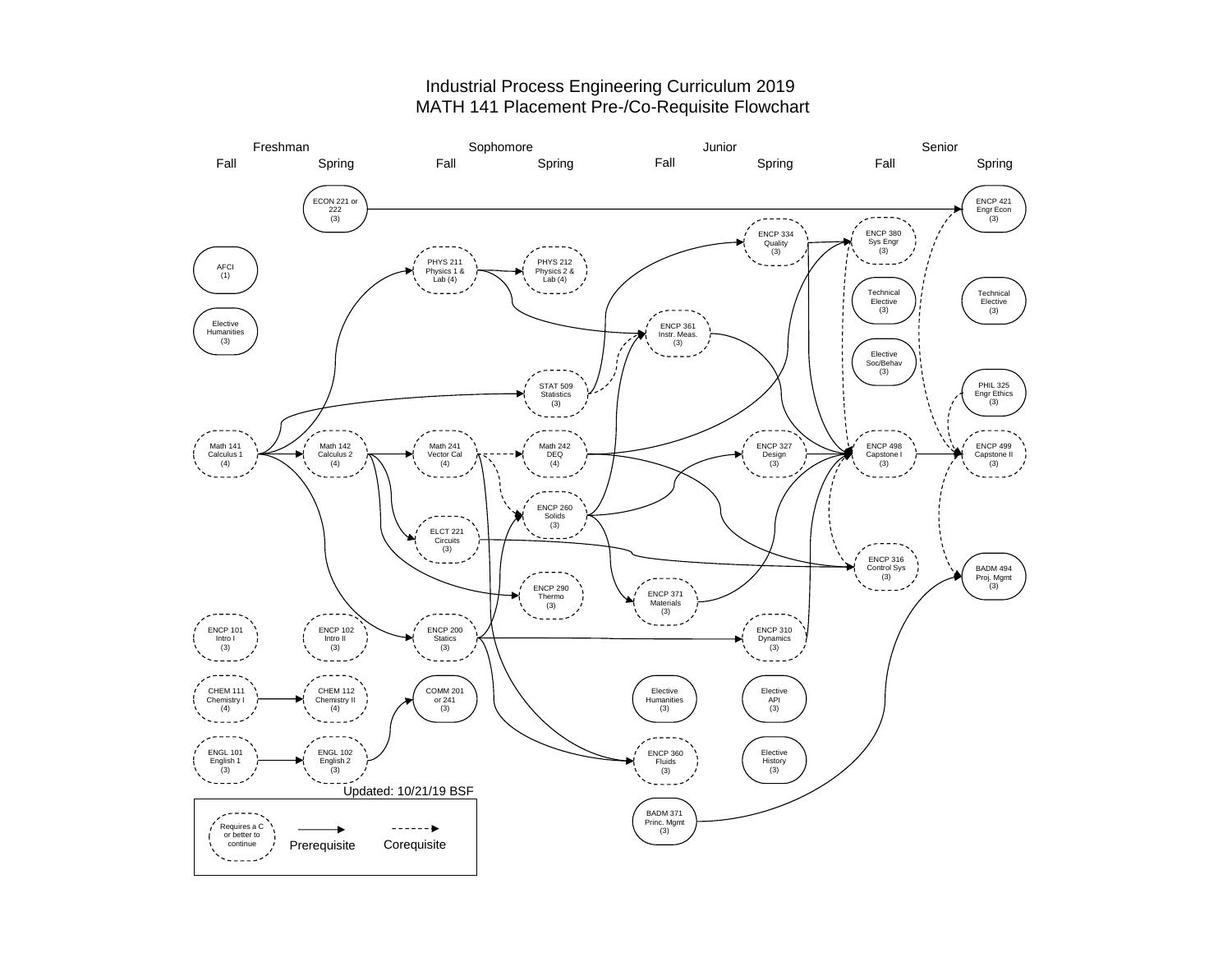# Industrial Process Engineering Curriculum 2019
## MATH 141 Placement Pre-/Co-Requisite Flowchart

Freshman — Fall, Spring
Sophomore — Fall, Spring
Junior — Fall, Spring
Senior — Fall, Spring

ECON 221 or 222 (3)
ENCP 421 Engr Econ (3)
ENCP 334 Quality (3)
ENCP 380 Sys Engr (3)
AFCI (1)
PHYS 211 Physics 1 & Lab (4)
PHYS 212 Physics 2 & Lab (4)
Technical Elective (3)
Technical Elective (3)
Elective Humanities (3)
ENCP 361 Instr. Meas. (3)
Elective Soc/Behav (3)
STAT 509 Statistics (3)
PHIL 325 Engr Ethics (3)
Math 141 Calculus 1 (4)
Math 142 Calculus 2 (4)
Math 241 Vector Cal (4)
Math 242 DEQ (4)
ENCP 327 Design (3)
ENCP 498 Capstone I (3)
ENCP 499 Capstone II (3)
ENCP 260 Solids (3)
ELCT 221 Circuits (3)
ENCP 316 Control Sys (3)
BADM 494 Proj. Mgmt (3)
ENCP 290 Thermo (3)
ENCP 371 Materials (3)
ENCP 101 Intro I (3)
ENCP 102 Intro II (3)
ENCP 200 Statics (3)
ENCP 310 Dynamics (3)
CHEM 111 Chemistry I (4)
CHEM 112 Chemistry II (4)
COMM 201 or 241 (3)
Elective Humanities (3)
Elective API (3)
ENGL 101 English 1 (3)
ENGL 102 English 2 (3)
ENCP 360 Fluids (3)
Elective History (3)
BADM 371 Princ. Mgmt (3)

Updated: 10/21/19 BSF

Requires a C or better to continue
Prerequisite
Corequisite